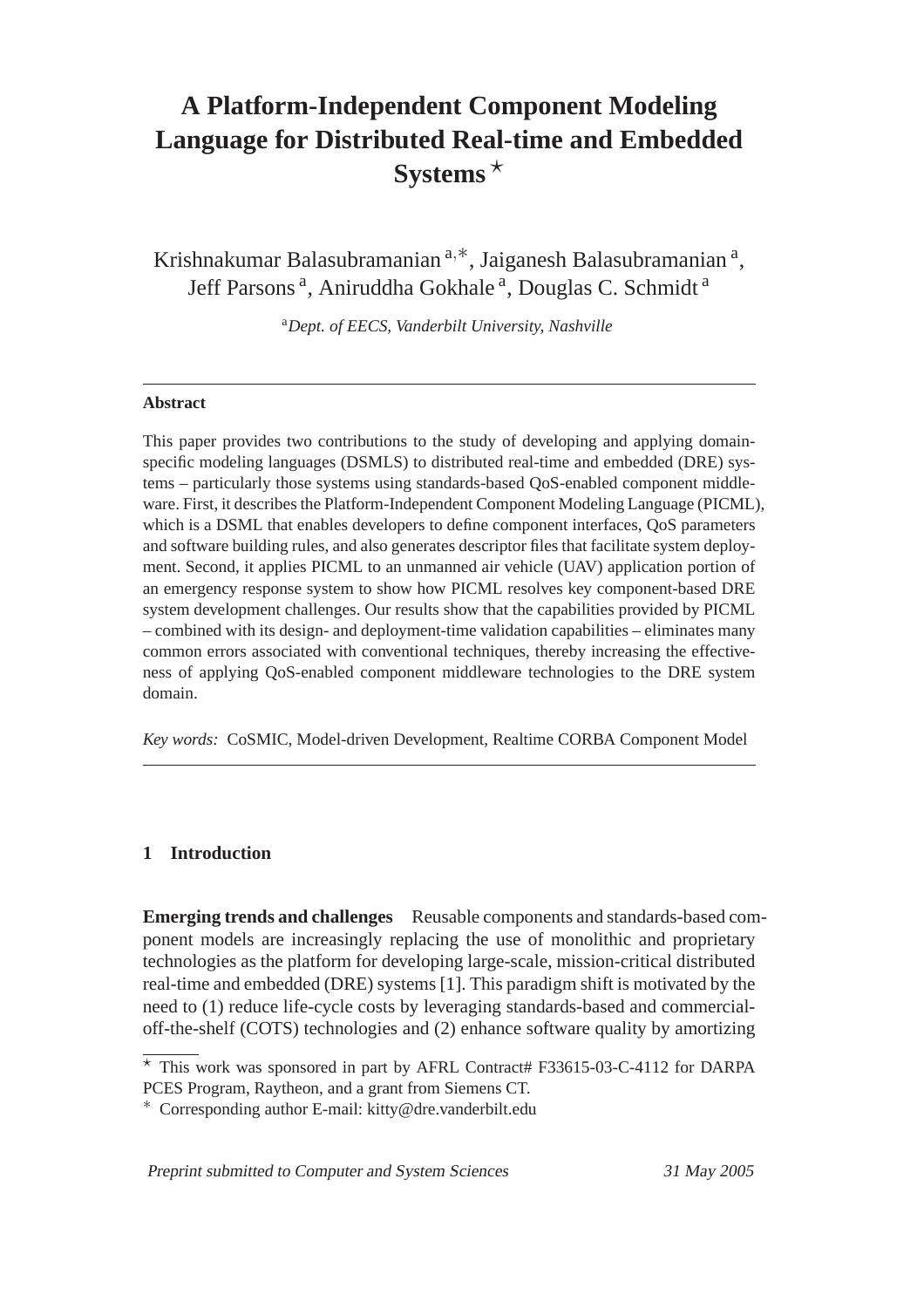# A Platform-Independent Component Modeling Language for Distributed Real-time and Embedded Systems [⋆]

Krishnakumar Balasubramanian [a,∗], Jaiganesh Balasubramanian [a], Jeff Parsons [a], Aniruddha Gokhale [a], Douglas C. Schmidt [a]

[a] *Dept. of EECS, Vanderbilt University, Nashville*

---

**Abstract**

This paper provides two contributions to the study of developing and applying domain-specific modeling languages (DSMLS) to distributed real-time and embedded (DRE) systems – particularly those systems using standards-based QoS-enabled component middleware. First, it describes the Platform-Independent Component Modeling Language (PICML), which is a DSML that enables developers to define component interfaces, QoS parameters and software building rules, and also generates descriptor files that facilitate system deployment. Second, it applies PICML to an unmanned air vehicle (UAV) application portion of an emergency response system to show how PICML resolves key component-based DRE system development challenges. Our results show that the capabilities provided by PICML – combined with its design- and deployment-time validation capabilities – eliminates many common errors associated with conventional techniques, thereby increasing the effectiveness of applying QoS-enabled component middleware technologies to the DRE system domain.

*Key words:* CoSMIC, Model-driven Development, Realtime CORBA Component Model

---

## 1 Introduction

**Emerging trends and challenges** Reusable components and standards-based component models are increasingly replacing the use of monolithic and proprietary technologies as the platform for developing large-scale, mission-critical distributed real-time and embedded (DRE) systems [1]. This paradigm shift is motivated by the need to (1) reduce life-cycle costs by leveraging standards-based and commercial-off-the-shelf (COTS) technologies and (2) enhance software quality by amortizing

---

⋆ This work was sponsored in part by AFRL Contract# F33615-03-C-4112 for DARPA PCES Program, Raytheon, and a grant from Siemens CT.

∗ Corresponding author E-mail: kitty@dre.vanderbilt.edu

Preprint submitted to Computer and System Sciences 31 May 2005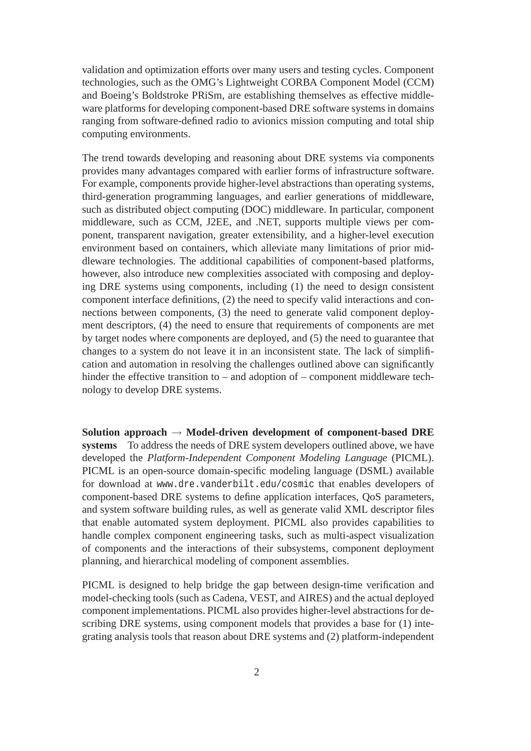validation and optimization efforts over many users and testing cycles. Component technologies, such as the OMG's Lightweight CORBA Component Model (CCM) and Boeing's Boldstroke PRiSm, are establishing themselves as effective middleware platforms for developing component-based DRE software systems in domains ranging from software-defined radio to avionics mission computing and total ship computing environments.

The trend towards developing and reasoning about DRE systems via components provides many advantages compared with earlier forms of infrastructure software. For example, components provide higher-level abstractions than operating systems, third-generation programming languages, and earlier generations of middleware, such as distributed object computing (DOC) middleware. In particular, component middleware, such as CCM, J2EE, and .NET, supports multiple views per component, transparent navigation, greater extensibility, and a higher-level execution environment based on containers, which alleviate many limitations of prior middleware technologies. The additional capabilities of component-based platforms, however, also introduce new complexities associated with composing and deploying DRE systems using components, including (1) the need to design consistent component interface definitions, (2) the need to specify valid interactions and connections between components, (3) the need to generate valid component deployment descriptors, (4) the need to ensure that requirements of components are met by target nodes where components are deployed, and (5) the need to guarantee that changes to a system do not leave it in an inconsistent state. The lack of simplification and automation in resolving the challenges outlined above can significantly hinder the effective transition to – and adoption of – component middleware technology to develop DRE systems.

**Solution approach → Model-driven development of component-based DRE systems** To address the needs of DRE system developers outlined above, we have developed the *Platform-Independent Component Modeling Language* (PICML). PICML is an open-source domain-specific modeling language (DSML) available for download at `www.dre.vanderbilt.edu/cosmic` that enables developers of component-based DRE systems to define application interfaces, QoS parameters, and system software building rules, as well as generate valid XML descriptor files that enable automated system deployment. PICML also provides capabilities to handle complex component engineering tasks, such as multi-aspect visualization of components and the interactions of their subsystems, component deployment planning, and hierarchical modeling of component assemblies.

PICML is designed to help bridge the gap between design-time verification and model-checking tools (such as Cadena, VEST, and AIRES) and the actual deployed component implementations. PICML also provides higher-level abstractions for describing DRE systems, using component models that provides a base for (1) integrating analysis tools that reason about DRE systems and (2) platform-independent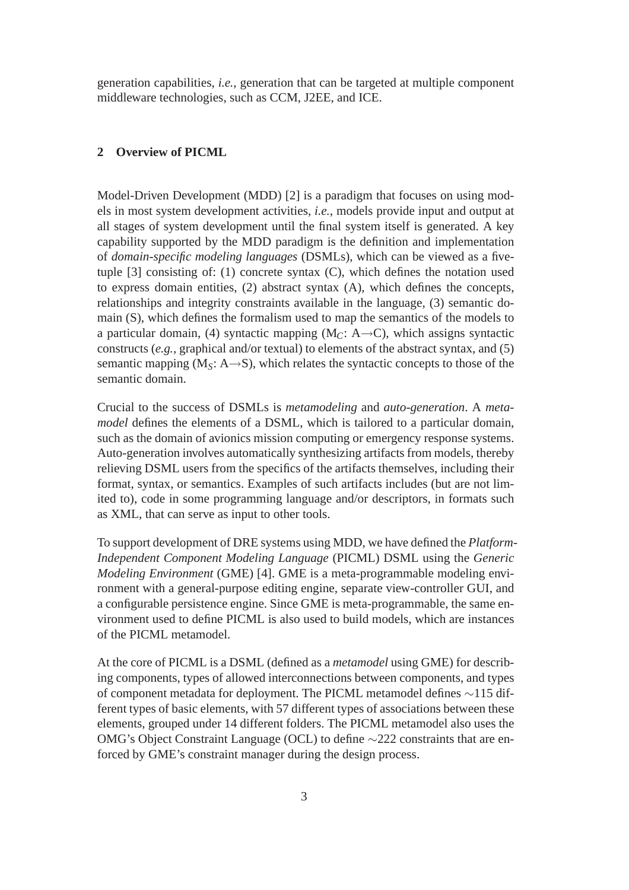generation capabilities, *i.e.*, generation that can be targeted at multiple component middleware technologies, such as CCM, J2EE, and ICE.

## 2 Overview of PICML

Model-Driven Development (MDD) [2] is a paradigm that focuses on using models in most system development activities, *i.e.*, models provide input and output at all stages of system development until the final system itself is generated. A key capability supported by the MDD paradigm is the definition and implementation of *domain-specific modeling languages* (DSMLs), which can be viewed as a five-tuple [3] consisting of: (1) concrete syntax (C), which defines the notation used to express domain entities, (2) abstract syntax (A), which defines the concepts, relationships and integrity constraints available in the language, (3) semantic domain (S), which defines the formalism used to map the semantics of the models to a particular domain, (4) syntactic mapping ($M_C$: A→C), which assigns syntactic constructs (*e.g.*, graphical and/or textual) to elements of the abstract syntax, and (5) semantic mapping ($M_S$: A→S), which relates the syntactic concepts to those of the semantic domain.

Crucial to the success of DSMLs is *metamodeling* and *auto-generation*. A *metamodel* defines the elements of a DSML, which is tailored to a particular domain, such as the domain of avionics mission computing or emergency response systems. Auto-generation involves automatically synthesizing artifacts from models, thereby relieving DSML users from the specifics of the artifacts themselves, including their format, syntax, or semantics. Examples of such artifacts includes (but are not limited to), code in some programming language and/or descriptors, in formats such as XML, that can serve as input to other tools.

To support development of DRE systems using MDD, we have defined the *Platform-Independent Component Modeling Language* (PICML) DSML using the *Generic Modeling Environment* (GME) [4]. GME is a meta-programmable modeling environment with a general-purpose editing engine, separate view-controller GUI, and a configurable persistence engine. Since GME is meta-programmable, the same environment used to define PICML is also used to build models, which are instances of the PICML metamodel.

At the core of PICML is a DSML (defined as a *metamodel* using GME) for describing components, types of allowed interconnections between components, and types of component metadata for deployment. The PICML metamodel defines ∼115 different types of basic elements, with 57 different types of associations between these elements, grouped under 14 different folders. The PICML metamodel also uses the OMG's Object Constraint Language (OCL) to define ∼222 constraints that are enforced by GME's constraint manager during the design process.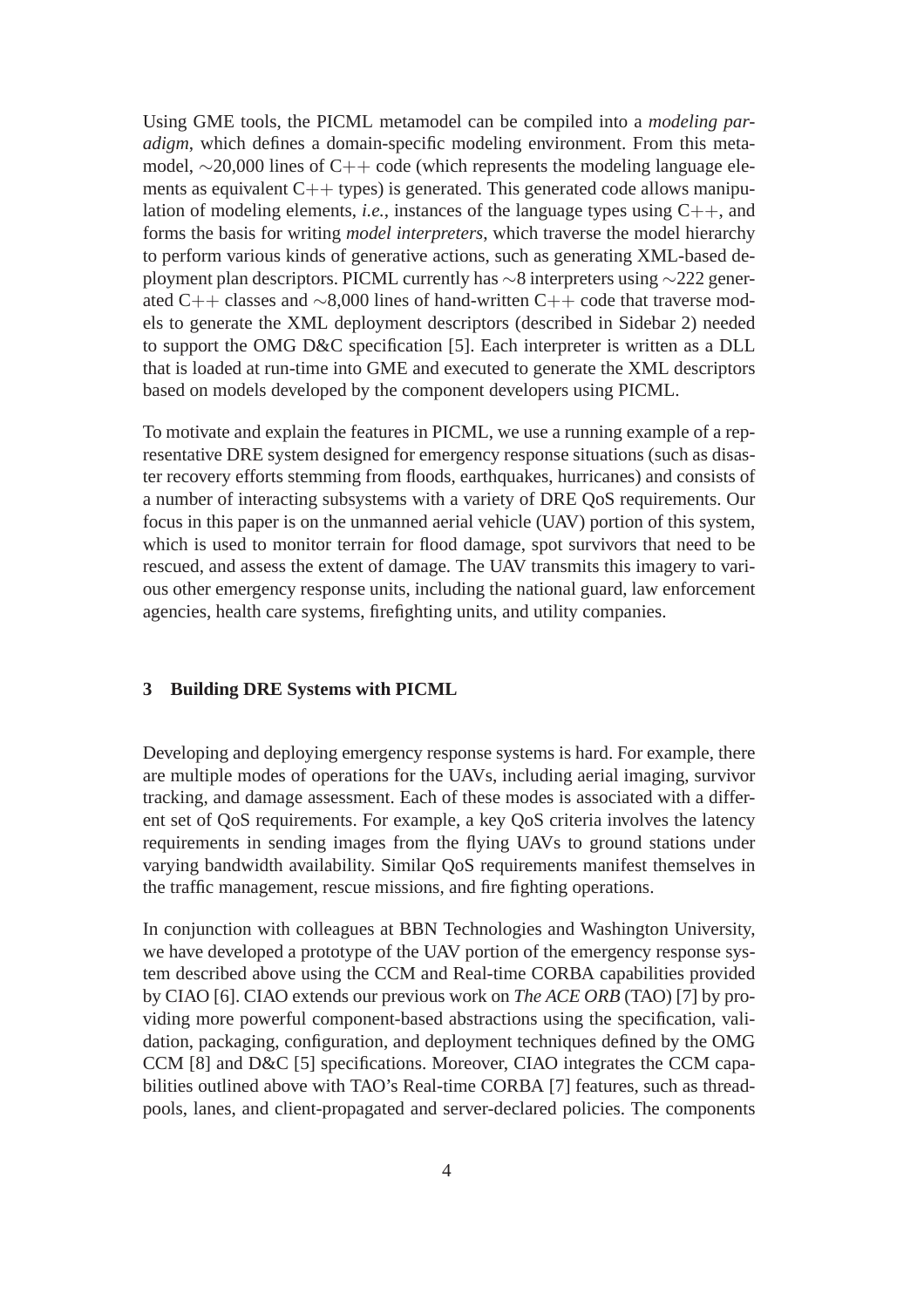Using GME tools, the PICML metamodel can be compiled into a *modeling paradigm*, which defines a domain-specific modeling environment. From this metamodel, ∼20,000 lines of C++ code (which represents the modeling language elements as equivalent C++ types) is generated. This generated code allows manipulation of modeling elements, *i.e.*, instances of the language types using C++, and forms the basis for writing *model interpreters*, which traverse the model hierarchy to perform various kinds of generative actions, such as generating XML-based deployment plan descriptors. PICML currently has ∼8 interpreters using ∼222 generated C++ classes and ∼8,000 lines of hand-written C++ code that traverse models to generate the XML deployment descriptors (described in Sidebar 2) needed to support the OMG D&C specification [5]. Each interpreter is written as a DLL that is loaded at run-time into GME and executed to generate the XML descriptors based on models developed by the component developers using PICML.

To motivate and explain the features in PICML, we use a running example of a representative DRE system designed for emergency response situations (such as disaster recovery efforts stemming from floods, earthquakes, hurricanes) and consists of a number of interacting subsystems with a variety of DRE QoS requirements. Our focus in this paper is on the unmanned aerial vehicle (UAV) portion of this system, which is used to monitor terrain for flood damage, spot survivors that need to be rescued, and assess the extent of damage. The UAV transmits this imagery to various other emergency response units, including the national guard, law enforcement agencies, health care systems, firefighting units, and utility companies.

## 3 Building DRE Systems with PICML

Developing and deploying emergency response systems is hard. For example, there are multiple modes of operations for the UAVs, including aerial imaging, survivor tracking, and damage assessment. Each of these modes is associated with a different set of QoS requirements. For example, a key QoS criteria involves the latency requirements in sending images from the flying UAVs to ground stations under varying bandwidth availability. Similar QoS requirements manifest themselves in the traffic management, rescue missions, and fire fighting operations.

In conjunction with colleagues at BBN Technologies and Washington University, we have developed a prototype of the UAV portion of the emergency response system described above using the CCM and Real-time CORBA capabilities provided by CIAO [6]. CIAO extends our previous work on *The ACE ORB* (TAO) [7] by providing more powerful component-based abstractions using the specification, validation, packaging, configuration, and deployment techniques defined by the OMG CCM [8] and D&C [5] specifications. Moreover, CIAO integrates the CCM capabilities outlined above with TAO's Real-time CORBA [7] features, such as threadpools, lanes, and client-propagated and server-declared policies. The components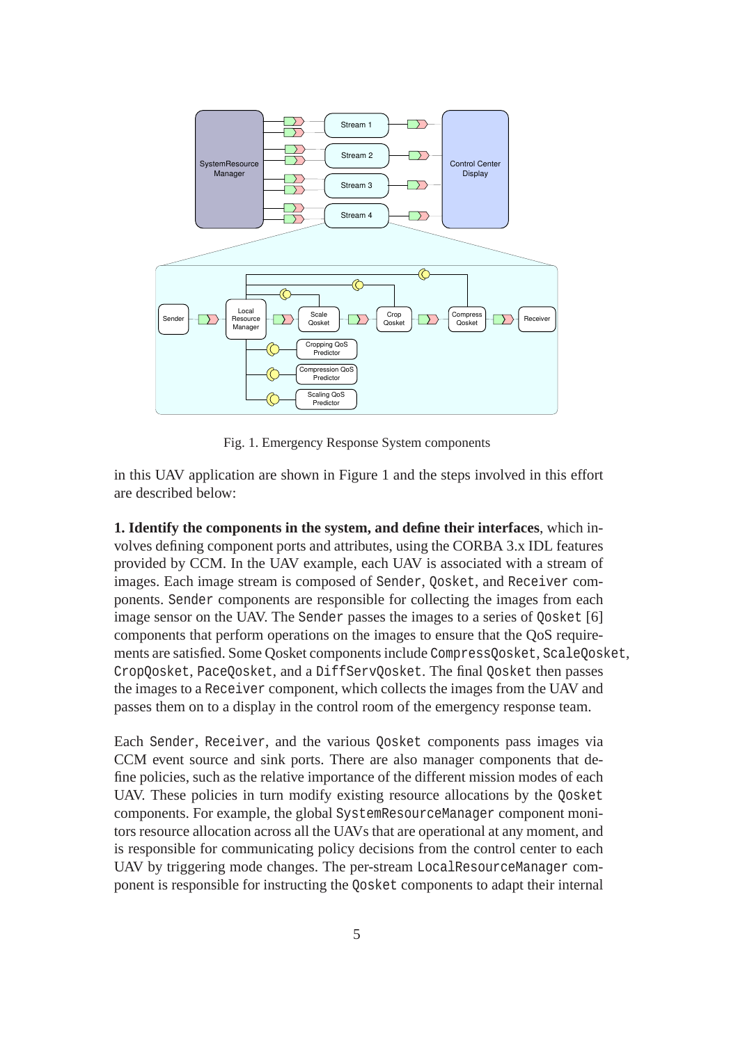Fig. 1. Emergency Response System components

in this UAV application are shown in Figure 1 and the steps involved in this effort are described below:

**1. Identify the components in the system, and define their interfaces**, which involves defining component ports and attributes, using the CORBA 3.x IDL features provided by CCM. In the UAV example, each UAV is associated with a stream of images. Each image stream is composed of `Sender`, `Qosket`, and `Receiver` components. `Sender` components are responsible for collecting the images from each image sensor on the UAV. The `Sender` passes the images to a series of `Qosket` [6] components that perform operations on the images to ensure that the QoS requirements are satisfied. Some Qosket components include `CompressQosket`, `ScaleQosket`, `CropQosket`, `PaceQosket`, and a `DiffServQosket`. The final `Qosket` then passes the images to a `Receiver` component, which collects the images from the UAV and passes them on to a display in the control room of the emergency response team.

Each `Sender`, `Receiver`, and the various `Qosket` components pass images via CCM event source and sink ports. There are also manager components that define policies, such as the relative importance of the different mission modes of each UAV. These policies in turn modify existing resource allocations by the `Qosket` components. For example, the global `SystemResourceManager` component monitors resource allocation across all the UAVs that are operational at any moment, and is responsible for communicating policy decisions from the control center to each UAV by triggering mode changes. The per-stream `LocalResourceManager` component is responsible for instructing the `Qosket` components to adapt their internal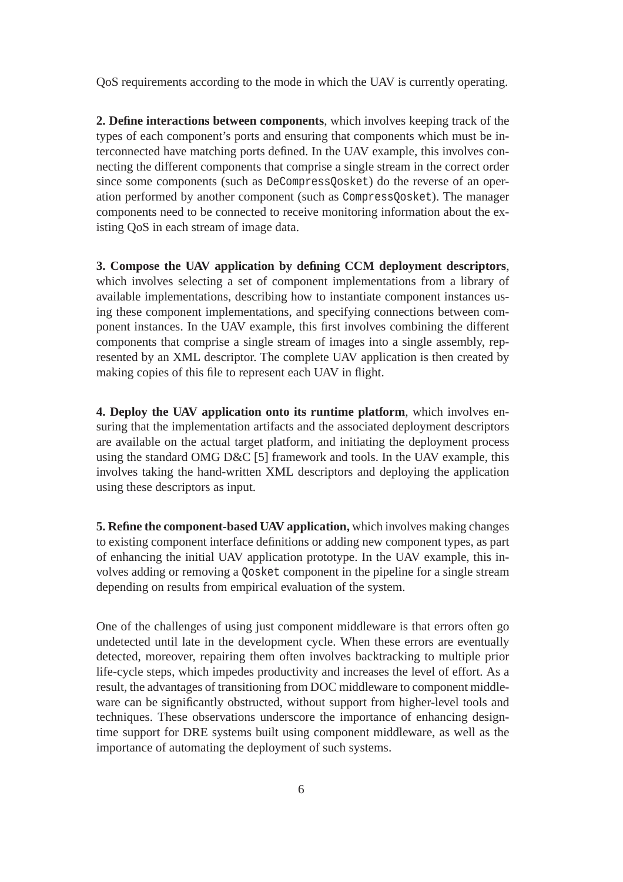QoS requirements according to the mode in which the UAV is currently operating.

**2. Define interactions between components**, which involves keeping track of the types of each component's ports and ensuring that components which must be interconnected have matching ports defined. In the UAV example, this involves connecting the different components that comprise a single stream in the correct order since some components (such as `DeCompressQosket`) do the reverse of an operation performed by another component (such as `CompressQosket`). The manager components need to be connected to receive monitoring information about the existing QoS in each stream of image data.

**3. Compose the UAV application by defining CCM deployment descriptors**, which involves selecting a set of component implementations from a library of available implementations, describing how to instantiate component instances using these component implementations, and specifying connections between component instances. In the UAV example, this first involves combining the different components that comprise a single stream of images into a single assembly, represented by an XML descriptor. The complete UAV application is then created by making copies of this file to represent each UAV in flight.

**4. Deploy the UAV application onto its runtime platform**, which involves ensuring that the implementation artifacts and the associated deployment descriptors are available on the actual target platform, and initiating the deployment process using the standard OMG D&C [5] framework and tools. In the UAV example, this involves taking the hand-written XML descriptors and deploying the application using these descriptors as input.

**5. Refine the component-based UAV application,** which involves making changes to existing component interface definitions or adding new component types, as part of enhancing the initial UAV application prototype. In the UAV example, this involves adding or removing a `Qosket` component in the pipeline for a single stream depending on results from empirical evaluation of the system.

One of the challenges of using just component middleware is that errors often go undetected until late in the development cycle. When these errors are eventually detected, moreover, repairing them often involves backtracking to multiple prior life-cycle steps, which impedes productivity and increases the level of effort. As a result, the advantages of transitioning from DOC middleware to component middleware can be significantly obstructed, without support from higher-level tools and techniques. These observations underscore the importance of enhancing design-time support for DRE systems built using component middleware, as well as the importance of automating the deployment of such systems.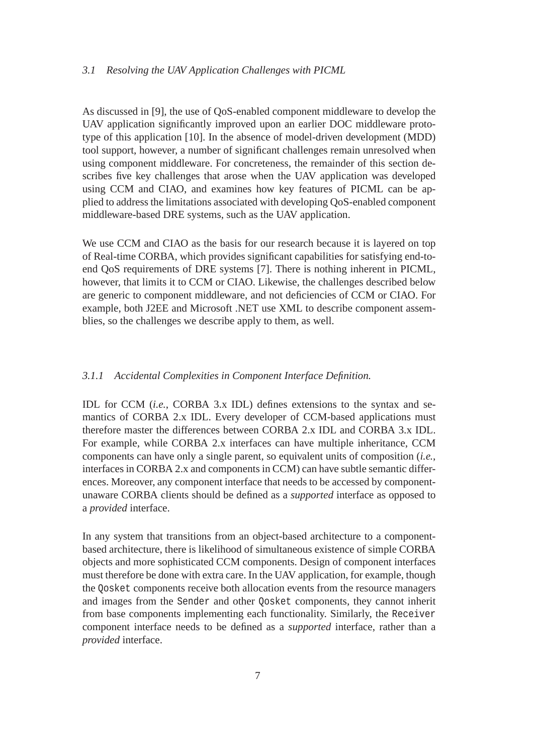### 3.1 Resolving the UAV Application Challenges with PICML

As discussed in [9], the use of QoS-enabled component middleware to develop the UAV application significantly improved upon an earlier DOC middleware prototype of this application [10]. In the absence of model-driven development (MDD) tool support, however, a number of significant challenges remain unresolved when using component middleware. For concreteness, the remainder of this section describes five key challenges that arose when the UAV application was developed using CCM and CIAO, and examines how key features of PICML can be applied to address the limitations associated with developing QoS-enabled component middleware-based DRE systems, such as the UAV application.

We use CCM and CIAO as the basis for our research because it is layered on top of Real-time CORBA, which provides significant capabilities for satisfying end-to-end QoS requirements of DRE systems [7]. There is nothing inherent in PICML, however, that limits it to CCM or CIAO. Likewise, the challenges described below are generic to component middleware, and not deficiencies of CCM or CIAO. For example, both J2EE and Microsoft .NET use XML to describe component assemblies, so the challenges we describe apply to them, as well.

#### 3.1.1 Accidental Complexities in Component Interface Definition.

IDL for CCM (*i.e.*, CORBA 3.x IDL) defines extensions to the syntax and semantics of CORBA 2.x IDL. Every developer of CCM-based applications must therefore master the differences between CORBA 2.x IDL and CORBA 3.x IDL. For example, while CORBA 2.x interfaces can have multiple inheritance, CCM components can have only a single parent, so equivalent units of composition (*i.e.*, interfaces in CORBA 2.x and components in CCM) can have subtle semantic differences. Moreover, any component interface that needs to be accessed by component-unaware CORBA clients should be defined as a *supported* interface as opposed to a *provided* interface.

In any system that transitions from an object-based architecture to a component-based architecture, there is likelihood of simultaneous existence of simple CORBA objects and more sophisticated CCM components. Design of component interfaces must therefore be done with extra care. In the UAV application, for example, though the `Qosket` components receive both allocation events from the resource managers and images from the `Sender` and other `Qosket` components, they cannot inherit from base components implementing each functionality. Similarly, the `Receiver` component interface needs to be defined as a *supported* interface, rather than a *provided* interface.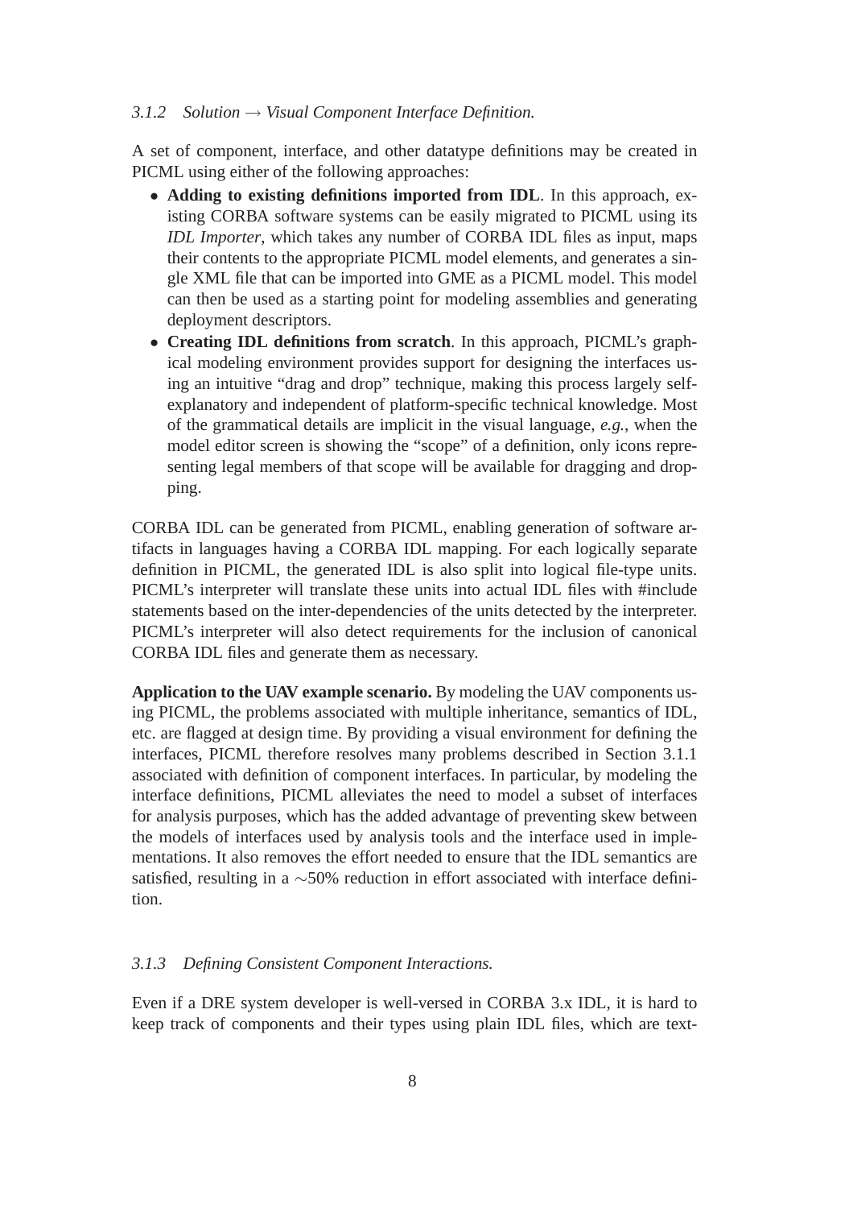### *3.1.2 Solution → Visual Component Interface Definition.*

A set of component, interface, and other datatype definitions may be created in PICML using either of the following approaches:

- **Adding to existing definitions imported from IDL**. In this approach, existing CORBA software systems can be easily migrated to PICML using its *IDL Importer*, which takes any number of CORBA IDL files as input, maps their contents to the appropriate PICML model elements, and generates a single XML file that can be imported into GME as a PICML model. This model can then be used as a starting point for modeling assemblies and generating deployment descriptors.
- **Creating IDL definitions from scratch**. In this approach, PICML's graphical modeling environment provides support for designing the interfaces using an intuitive "drag and drop" technique, making this process largely self-explanatory and independent of platform-specific technical knowledge. Most of the grammatical details are implicit in the visual language, *e.g.*, when the model editor screen is showing the "scope" of a definition, only icons representing legal members of that scope will be available for dragging and dropping.

CORBA IDL can be generated from PICML, enabling generation of software artifacts in languages having a CORBA IDL mapping. For each logically separate definition in PICML, the generated IDL is also split into logical file-type units. PICML's interpreter will translate these units into actual IDL files with #include statements based on the inter-dependencies of the units detected by the interpreter. PICML's interpreter will also detect requirements for the inclusion of canonical CORBA IDL files and generate them as necessary.

**Application to the UAV example scenario.** By modeling the UAV components using PICML, the problems associated with multiple inheritance, semantics of IDL, etc. are flagged at design time. By providing a visual environment for defining the interfaces, PICML therefore resolves many problems described in Section 3.1.1 associated with definition of component interfaces. In particular, by modeling the interface definitions, PICML alleviates the need to model a subset of interfaces for analysis purposes, which has the added advantage of preventing skew between the models of interfaces used by analysis tools and the interface used in implementations. It also removes the effort needed to ensure that the IDL semantics are satisfied, resulting in a $\sim$50% reduction in effort associated with interface definition.

### *3.1.3 Defining Consistent Component Interactions.*

Even if a DRE system developer is well-versed in CORBA 3.x IDL, it is hard to keep track of components and their types using plain IDL files, which are text-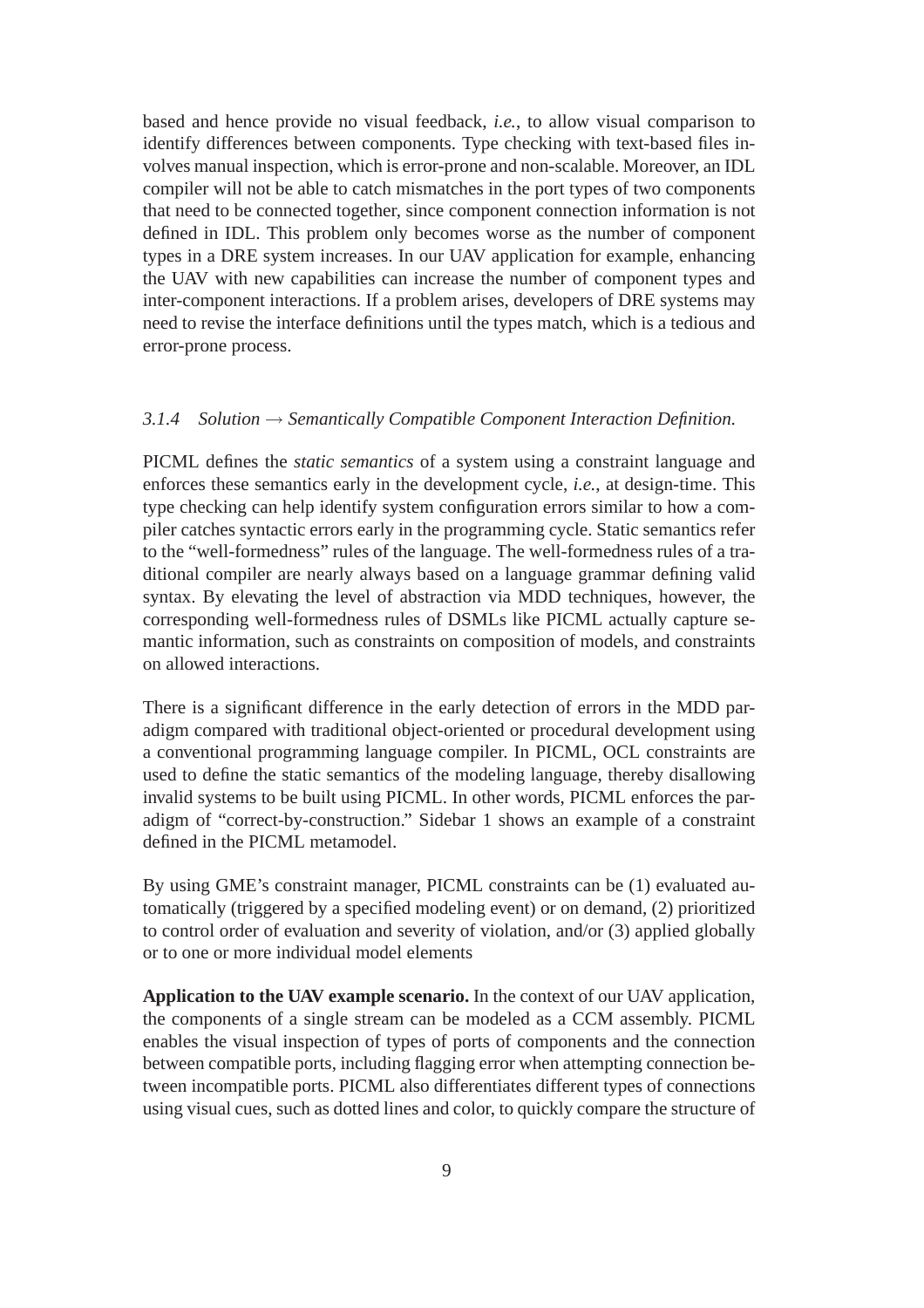based and hence provide no visual feedback, *i.e.*, to allow visual comparison to identify differences between components. Type checking with text-based files involves manual inspection, which is error-prone and non-scalable. Moreover, an IDL compiler will not be able to catch mismatches in the port types of two components that need to be connected together, since component connection information is not defined in IDL. This problem only becomes worse as the number of component types in a DRE system increases. In our UAV application for example, enhancing the UAV with new capabilities can increase the number of component types and inter-component interactions. If a problem arises, developers of DRE systems may need to revise the interface definitions until the types match, which is a tedious and error-prone process.

#### *3.1.4 Solution → Semantically Compatible Component Interaction Definition.*

PICML defines the *static semantics* of a system using a constraint language and enforces these semantics early in the development cycle, *i.e.*, at design-time. This type checking can help identify system configuration errors similar to how a compiler catches syntactic errors early in the programming cycle. Static semantics refer to the "well-formedness" rules of the language. The well-formedness rules of a traditional compiler are nearly always based on a language grammar defining valid syntax. By elevating the level of abstraction via MDD techniques, however, the corresponding well-formedness rules of DSMLs like PICML actually capture semantic information, such as constraints on composition of models, and constraints on allowed interactions.

There is a significant difference in the early detection of errors in the MDD paradigm compared with traditional object-oriented or procedural development using a conventional programming language compiler. In PICML, OCL constraints are used to define the static semantics of the modeling language, thereby disallowing invalid systems to be built using PICML. In other words, PICML enforces the paradigm of "correct-by-construction." Sidebar 1 shows an example of a constraint defined in the PICML metamodel.

By using GME's constraint manager, PICML constraints can be (1) evaluated automatically (triggered by a specified modeling event) or on demand, (2) prioritized to control order of evaluation and severity of violation, and/or (3) applied globally or to one or more individual model elements

**Application to the UAV example scenario.** In the context of our UAV application, the components of a single stream can be modeled as a CCM assembly. PICML enables the visual inspection of types of ports of components and the connection between compatible ports, including flagging error when attempting connection between incompatible ports. PICML also differentiates different types of connections using visual cues, such as dotted lines and color, to quickly compare the structure of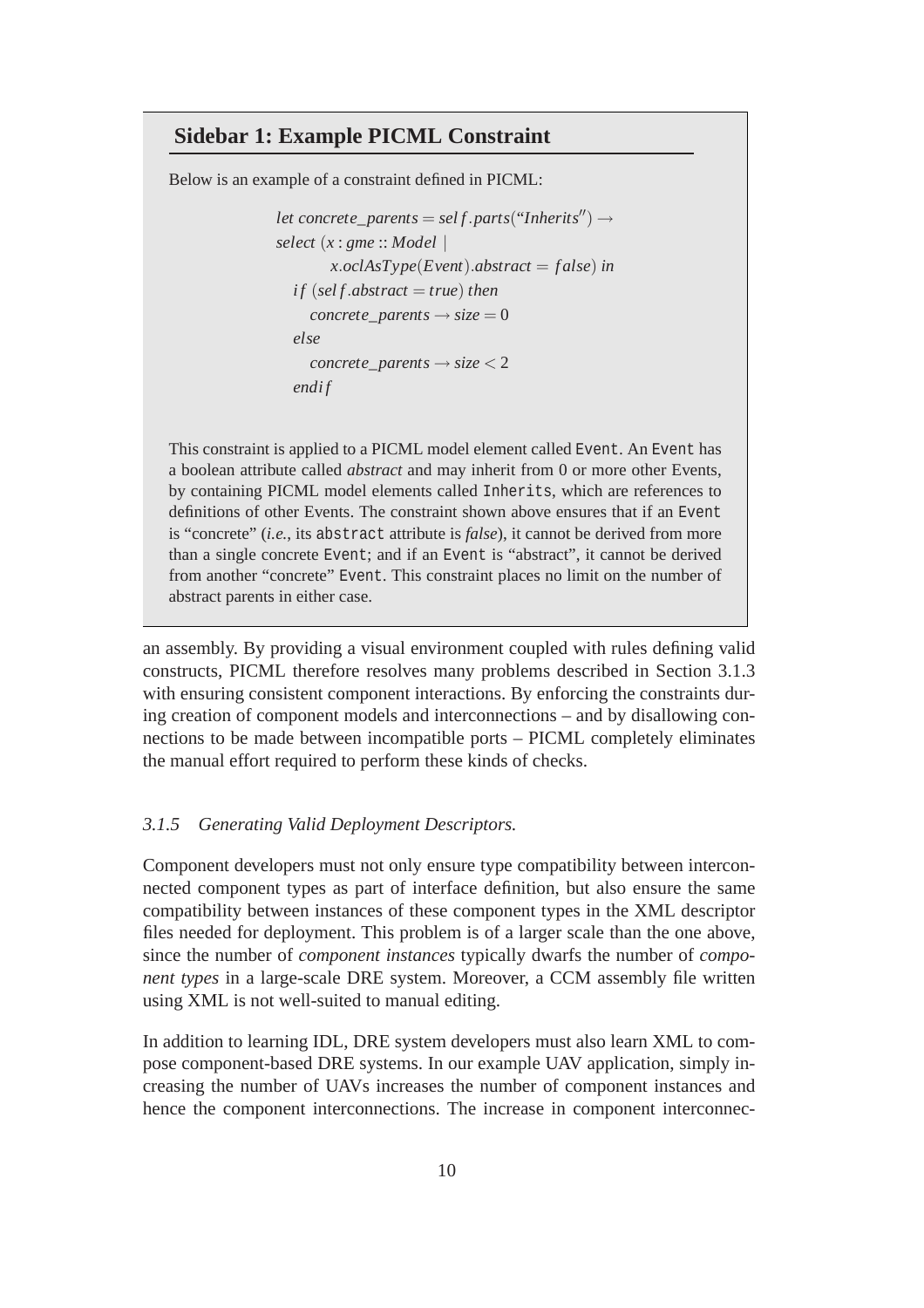## Sidebar 1: Example PICML Constraint

Below is an example of a constraint defined in PICML:

$$
\begin{aligned}
&let\ concrete\_parents = self.parts(\text{“}Inherits''') \rightarrow \\
&select\ (x : gme :: Model\ | \\
&\qquad x.oclAsType(Event).abstract = false)\ in \\
&\quad if\ (self.abstract = true)\ then \\
&\qquad concrete\_parents \rightarrow size = 0 \\
&\quad else \\
&\qquad concrete\_parents \rightarrow size < 2 \\
&\quad endif
\end{aligned}
$$

This constraint is applied to a PICML model element called `Event`. An `Event` has a boolean attribute called *abstract* and may inherit from 0 or more other Events, by containing PICML model elements called `Inherits`, which are references to definitions of other Events. The constraint shown above ensures that if an `Event` is “concrete” (*i.e.*, its `abstract` attribute is *false*), it cannot be derived from more than a single concrete `Event`; and if an `Event` is “abstract”, it cannot be derived from another “concrete” `Event`. This constraint places no limit on the number of abstract parents in either case.

an assembly. By providing a visual environment coupled with rules defining valid constructs, PICML therefore resolves many problems described in Section 3.1.3 with ensuring consistent component interactions. By enforcing the constraints during creation of component models and interconnections – and by disallowing connections to be made between incompatible ports – PICML completely eliminates the manual effort required to perform these kinds of checks.

### *3.1.5 Generating Valid Deployment Descriptors.*

Component developers must not only ensure type compatibility between interconnected component types as part of interface definition, but also ensure the same compatibility between instances of these component types in the XML descriptor files needed for deployment. This problem is of a larger scale than the one above, since the number of *component instances* typically dwarfs the number of *component types* in a large-scale DRE system. Moreover, a CCM assembly file written using XML is not well-suited to manual editing.

In addition to learning IDL, DRE system developers must also learn XML to compose component-based DRE systems. In our example UAV application, simply increasing the number of UAVs increases the number of component instances and hence the component interconnections. The increase in component interconnec-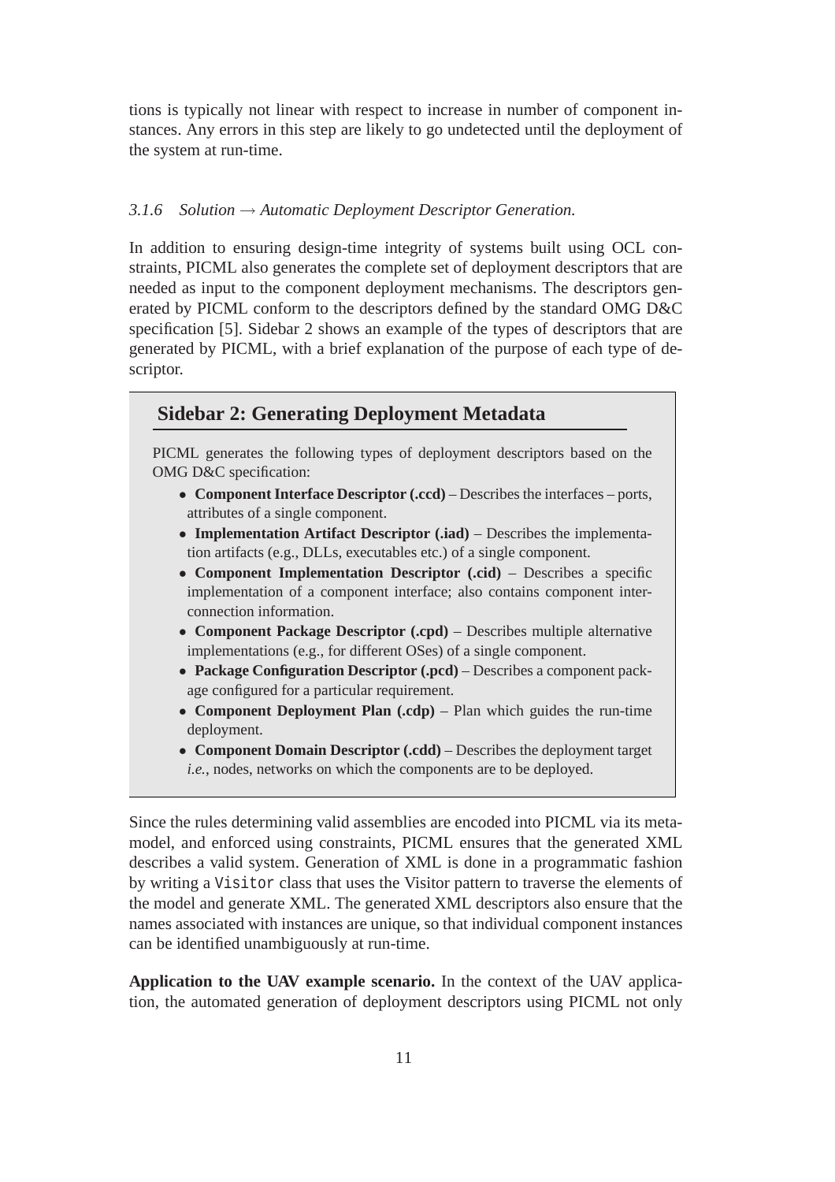tions is typically not linear with respect to increase in number of component instances. Any errors in this step are likely to go undetected until the deployment of the system at run-time.

### *3.1.6 Solution → Automatic Deployment Descriptor Generation.*

In addition to ensuring design-time integrity of systems built using OCL constraints, PICML also generates the complete set of deployment descriptors that are needed as input to the component deployment mechanisms. The descriptors generated by PICML conform to the descriptors defined by the standard OMG D&C specification [5]. Sidebar 2 shows an example of the types of descriptors that are generated by PICML, with a brief explanation of the purpose of each type of descriptor.

> **Sidebar 2: Generating Deployment Metadata**
>
> PICML generates the following types of deployment descriptors based on the OMG D&C specification:
>
> - **Component Interface Descriptor (.ccd)** – Describes the interfaces – ports, attributes of a single component.
> - **Implementation Artifact Descriptor (.iad)** – Describes the implementation artifacts (e.g., DLLs, executables etc.) of a single component.
> - **Component Implementation Descriptor (.cid)** – Describes a specific implementation of a component interface; also contains component interconnection information.
> - **Component Package Descriptor (.cpd)** – Describes multiple alternative implementations (e.g., for different OSes) of a single component.
> - **Package Configuration Descriptor (.pcd)** – Describes a component package configured for a particular requirement.
> - **Component Deployment Plan (.cdp)** – Plan which guides the run-time deployment.
> - **Component Domain Descriptor (.cdd)** – Describes the deployment target *i.e.*, nodes, networks on which the components are to be deployed.

Since the rules determining valid assemblies are encoded into PICML via its metamodel, and enforced using constraints, PICML ensures that the generated XML describes a valid system. Generation of XML is done in a programmatic fashion by writing a `Visitor` class that uses the Visitor pattern to traverse the elements of the model and generate XML. The generated XML descriptors also ensure that the names associated with instances are unique, so that individual component instances can be identified unambiguously at run-time.

**Application to the UAV example scenario.** In the context of the UAV application, the automated generation of deployment descriptors using PICML not only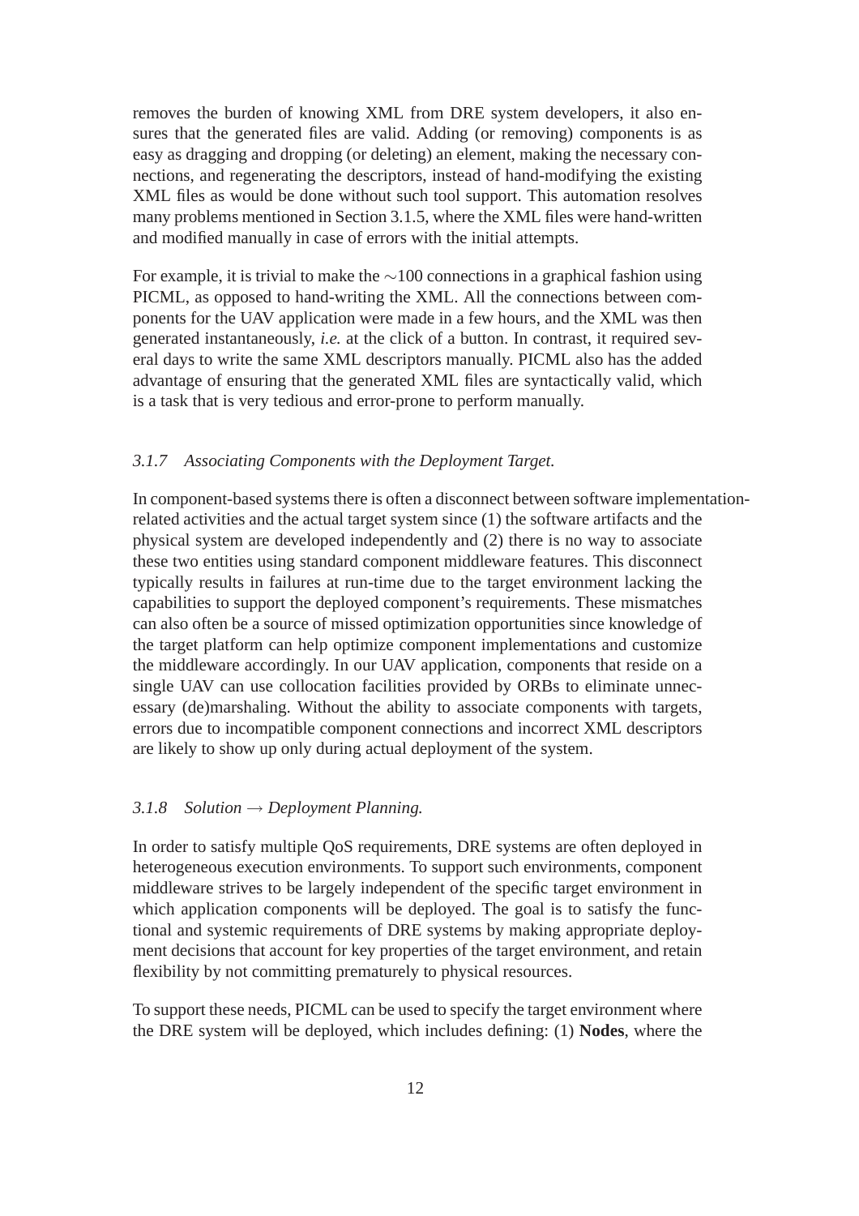removes the burden of knowing XML from DRE system developers, it also ensures that the generated files are valid. Adding (or removing) components is as easy as dragging and dropping (or deleting) an element, making the necessary connections, and regenerating the descriptors, instead of hand-modifying the existing XML files as would be done without such tool support. This automation resolves many problems mentioned in Section 3.1.5, where the XML files were hand-written and modified manually in case of errors with the initial attempts.

For example, it is trivial to make the $\sim$100 connections in a graphical fashion using PICML, as opposed to hand-writing the XML. All the connections between components for the UAV application were made in a few hours, and the XML was then generated instantaneously, *i.e.* at the click of a button. In contrast, it required several days to write the same XML descriptors manually. PICML also has the added advantage of ensuring that the generated XML files are syntactically valid, which is a task that is very tedious and error-prone to perform manually.

### *3.1.7 Associating Components with the Deployment Target.*

In component-based systems there is often a disconnect between software implementation-related activities and the actual target system since (1) the software artifacts and the physical system are developed independently and (2) there is no way to associate these two entities using standard component middleware features. This disconnect typically results in failures at run-time due to the target environment lacking the capabilities to support the deployed component's requirements. These mismatches can also often be a source of missed optimization opportunities since knowledge of the target platform can help optimize component implementations and customize the middleware accordingly. In our UAV application, components that reside on a single UAV can use collocation facilities provided by ORBs to eliminate unnecessary (de)marshaling. Without the ability to associate components with targets, errors due to incompatible component connections and incorrect XML descriptors are likely to show up only during actual deployment of the system.

### *3.1.8 Solution → Deployment Planning.*

In order to satisfy multiple QoS requirements, DRE systems are often deployed in heterogeneous execution environments. To support such environments, component middleware strives to be largely independent of the specific target environment in which application components will be deployed. The goal is to satisfy the functional and systemic requirements of DRE systems by making appropriate deployment decisions that account for key properties of the target environment, and retain flexibility by not committing prematurely to physical resources.

To support these needs, PICML can be used to specify the target environment where the DRE system will be deployed, which includes defining: (1) **Nodes**, where the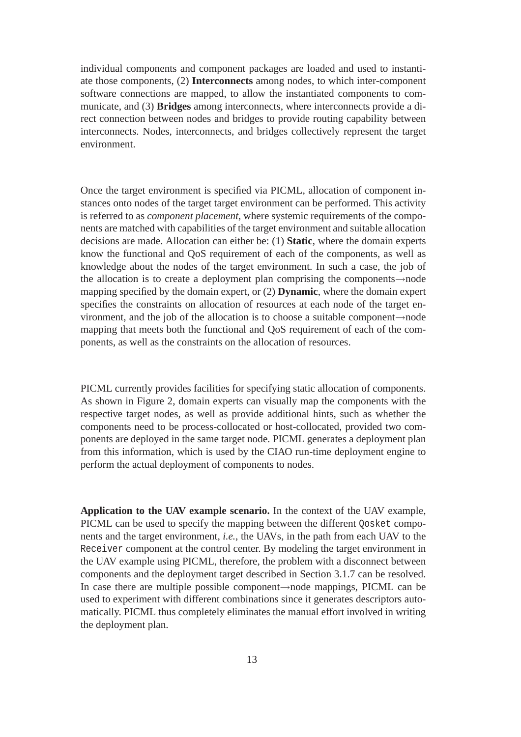individual components and component packages are loaded and used to instantiate those components, (2) **Interconnects** among nodes, to which inter-component software connections are mapped, to allow the instantiated components to communicate, and (3) **Bridges** among interconnects, where interconnects provide a direct connection between nodes and bridges to provide routing capability between interconnects. Nodes, interconnects, and bridges collectively represent the target environment.

Once the target environment is specified via PICML, allocation of component instances onto nodes of the target target environment can be performed. This activity is referred to as *component placement*, where systemic requirements of the components are matched with capabilities of the target environment and suitable allocation decisions are made. Allocation can either be: (1) **Static**, where the domain experts know the functional and QoS requirement of each of the components, as well as knowledge about the nodes of the target environment. In such a case, the job of the allocation is to create a deployment plan comprising the components→node mapping specified by the domain expert, or (2) **Dynamic**, where the domain expert specifies the constraints on allocation of resources at each node of the target environment, and the job of the allocation is to choose a suitable component→node mapping that meets both the functional and QoS requirement of each of the components, as well as the constraints on the allocation of resources.

PICML currently provides facilities for specifying static allocation of components. As shown in Figure 2, domain experts can visually map the components with the respective target nodes, as well as provide additional hints, such as whether the components need to be process-collocated or host-collocated, provided two components are deployed in the same target node. PICML generates a deployment plan from this information, which is used by the CIAO run-time deployment engine to perform the actual deployment of components to nodes.

**Application to the UAV example scenario.** In the context of the UAV example, PICML can be used to specify the mapping between the different `Qosket` components and the target environment, *i.e.*, the UAVs, in the path from each UAV to the `Receiver` component at the control center. By modeling the target environment in the UAV example using PICML, therefore, the problem with a disconnect between components and the deployment target described in Section 3.1.7 can be resolved. In case there are multiple possible component→node mappings, PICML can be used to experiment with different combinations since it generates descriptors automatically. PICML thus completely eliminates the manual effort involved in writing the deployment plan.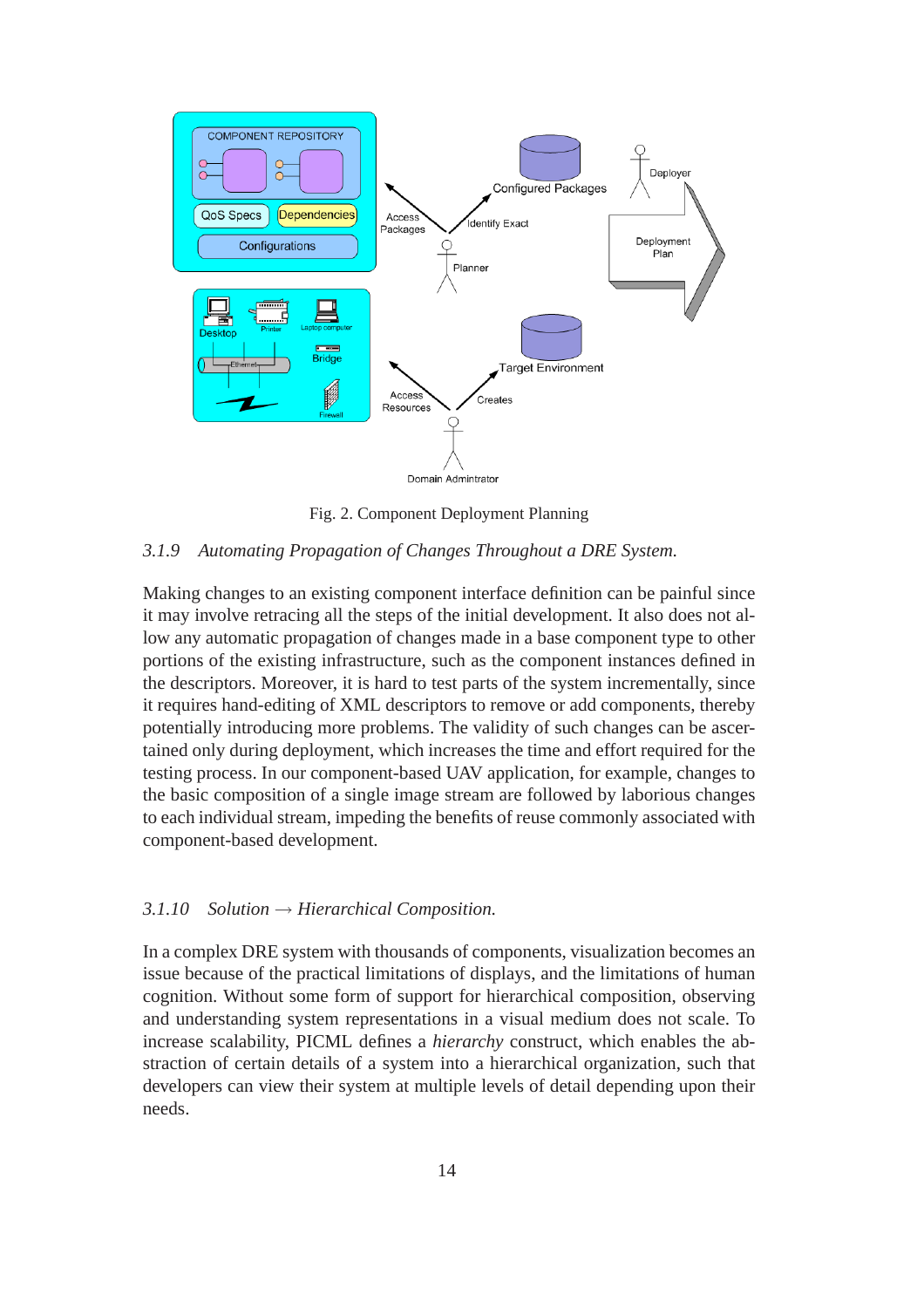Fig. 2. Component Deployment Planning

### *3.1.9 Automating Propagation of Changes Throughout a DRE System.*

Making changes to an existing component interface definition can be painful since it may involve retracing all the steps of the initial development. It also does not allow any automatic propagation of changes made in a base component type to other portions of the existing infrastructure, such as the component instances defined in the descriptors. Moreover, it is hard to test parts of the system incrementally, since it requires hand-editing of XML descriptors to remove or add components, thereby potentially introducing more problems. The validity of such changes can be ascertained only during deployment, which increases the time and effort required for the testing process. In our component-based UAV application, for example, changes to the basic composition of a single image stream are followed by laborious changes to each individual stream, impeding the benefits of reuse commonly associated with component-based development.

### *3.1.10 Solution → Hierarchical Composition.*

In a complex DRE system with thousands of components, visualization becomes an issue because of the practical limitations of displays, and the limitations of human cognition. Without some form of support for hierarchical composition, observing and understanding system representations in a visual medium does not scale. To increase scalability, PICML defines a *hierarchy* construct, which enables the abstraction of certain details of a system into a hierarchical organization, such that developers can view their system at multiple levels of detail depending upon their needs.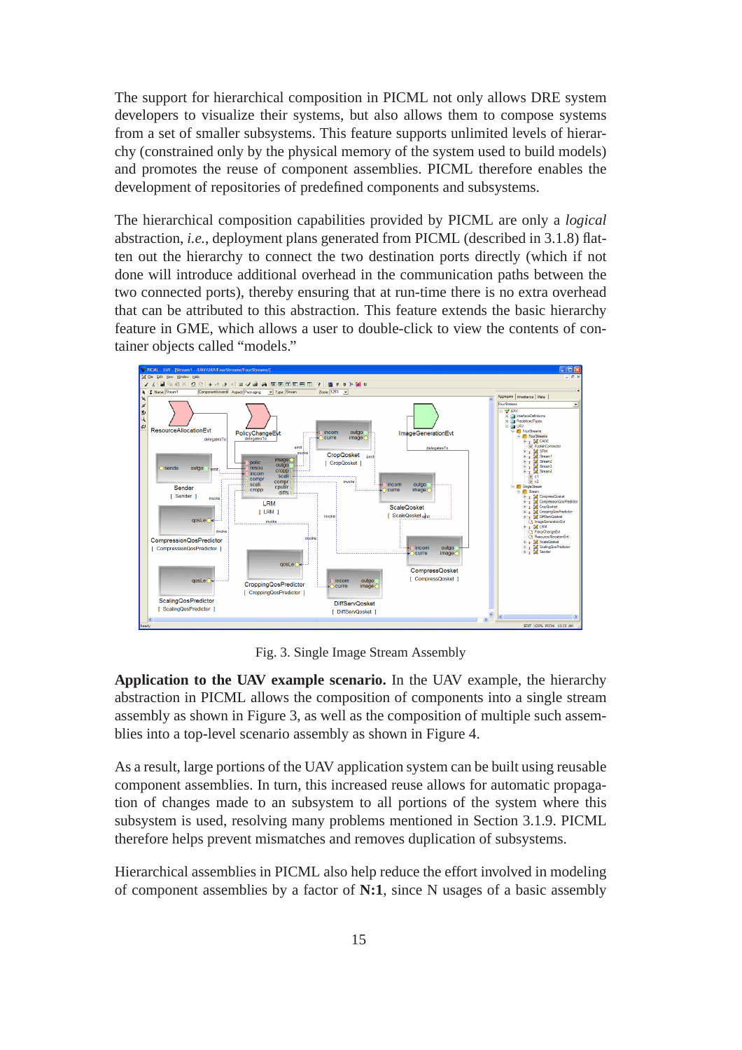The support for hierarchical composition in PICML not only allows DRE system developers to visualize their systems, but also allows them to compose systems from a set of smaller subsystems. This feature supports unlimited levels of hierarchy (constrained only by the physical memory of the system used to build models) and promotes the reuse of component assemblies. PICML therefore enables the development of repositories of predefined components and subsystems.

The hierarchical composition capabilities provided by PICML are only a *logical* abstraction, *i.e.*, deployment plans generated from PICML (described in 3.1.8) flatten out the hierarchy to connect the two destination ports directly (which if not done will introduce additional overhead in the communication paths between the two connected ports), thereby ensuring that at run-time there is no extra overhead that can be attributed to this abstraction. This feature extends the basic hierarchy feature in GME, which allows a user to double-click to view the contents of container objects called "models."

Fig. 3. Single Image Stream Assembly

**Application to the UAV example scenario.** In the UAV example, the hierarchy abstraction in PICML allows the composition of components into a single stream assembly as shown in Figure 3, as well as the composition of multiple such assemblies into a top-level scenario assembly as shown in Figure 4.

As a result, large portions of the UAV application system can be built using reusable component assemblies. In turn, this increased reuse allows for automatic propagation of changes made to an subsystem to all portions of the system where this subsystem is used, resolving many problems mentioned in Section 3.1.9. PICML therefore helps prevent mismatches and removes duplication of subsystems.

Hierarchical assemblies in PICML also help reduce the effort involved in modeling of component assemblies by a factor of **N:1**, since N usages of a basic assembly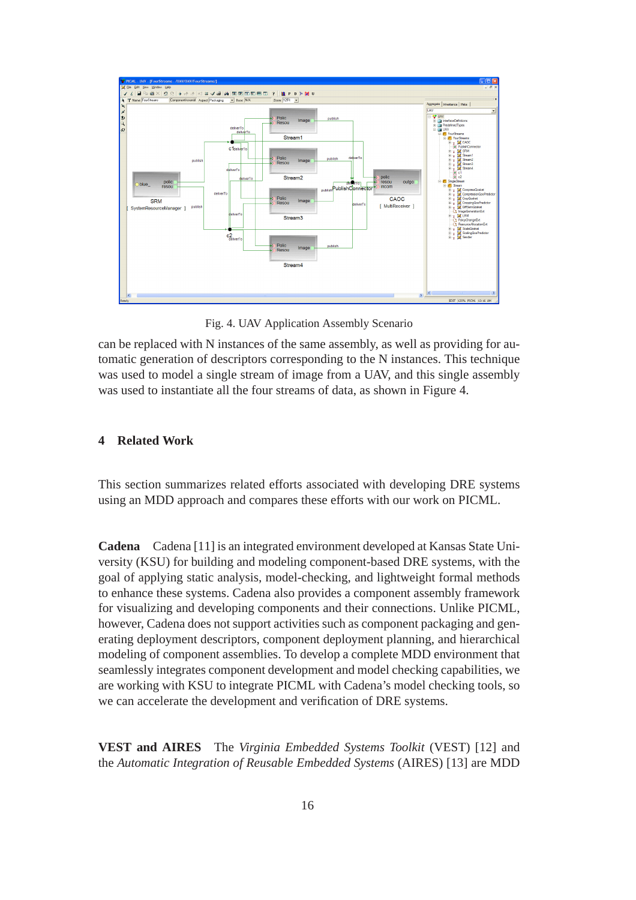Fig. 4. UAV Application Assembly Scenario

can be replaced with N instances of the same assembly, as well as providing for automatic generation of descriptors corresponding to the N instances. This technique was used to model a single stream of image from a UAV, and this single assembly was used to instantiate all the four streams of data, as shown in Figure 4.

## 4 Related Work

This section summarizes related efforts associated with developing DRE systems using an MDD approach and compares these efforts with our work on PICML.

**Cadena** Cadena [11] is an integrated environment developed at Kansas State University (KSU) for building and modeling component-based DRE systems, with the goal of applying static analysis, model-checking, and lightweight formal methods to enhance these systems. Cadena also provides a component assembly framework for visualizing and developing components and their connections. Unlike PICML, however, Cadena does not support activities such as component packaging and generating deployment descriptors, component deployment planning, and hierarchical modeling of component assemblies. To develop a complete MDD environment that seamlessly integrates component development and model checking capabilities, we are working with KSU to integrate PICML with Cadena's model checking tools, so we can accelerate the development and verification of DRE systems.

**VEST and AIRES** The *Virginia Embedded Systems Toolkit* (VEST) [12] and the *Automatic Integration of Reusable Embedded Systems* (AIRES) [13] are MDD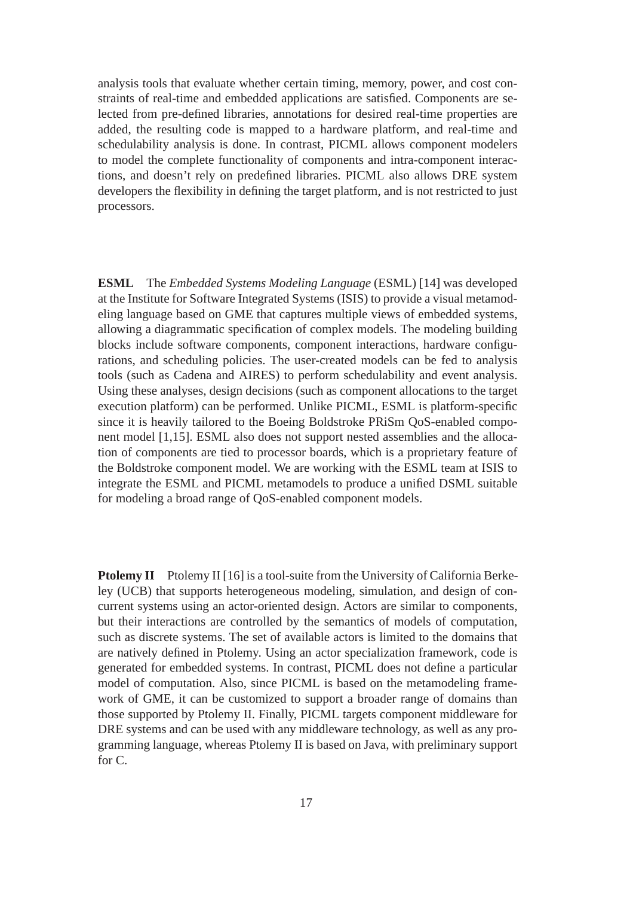analysis tools that evaluate whether certain timing, memory, power, and cost constraints of real-time and embedded applications are satisfied. Components are selected from pre-defined libraries, annotations for desired real-time properties are added, the resulting code is mapped to a hardware platform, and real-time and schedulability analysis is done. In contrast, PICML allows component modelers to model the complete functionality of components and intra-component interactions, and doesn't rely on predefined libraries. PICML also allows DRE system developers the flexibility in defining the target platform, and is not restricted to just processors.

**ESML** The *Embedded Systems Modeling Language* (ESML) [14] was developed at the Institute for Software Integrated Systems (ISIS) to provide a visual metamodeling language based on GME that captures multiple views of embedded systems, allowing a diagrammatic specification of complex models. The modeling building blocks include software components, component interactions, hardware configurations, and scheduling policies. The user-created models can be fed to analysis tools (such as Cadena and AIRES) to perform schedulability and event analysis. Using these analyses, design decisions (such as component allocations to the target execution platform) can be performed. Unlike PICML, ESML is platform-specific since it is heavily tailored to the Boeing Boldstroke PRiSm QoS-enabled component model [1,15]. ESML also does not support nested assemblies and the allocation of components are tied to processor boards, which is a proprietary feature of the Boldstroke component model. We are working with the ESML team at ISIS to integrate the ESML and PICML metamodels to produce a unified DSML suitable for modeling a broad range of QoS-enabled component models.

**Ptolemy II** Ptolemy II [16] is a tool-suite from the University of California Berkeley (UCB) that supports heterogeneous modeling, simulation, and design of concurrent systems using an actor-oriented design. Actors are similar to components, but their interactions are controlled by the semantics of models of computation, such as discrete systems. The set of available actors is limited to the domains that are natively defined in Ptolemy. Using an actor specialization framework, code is generated for embedded systems. In contrast, PICML does not define a particular model of computation. Also, since PICML is based on the metamodeling framework of GME, it can be customized to support a broader range of domains than those supported by Ptolemy II. Finally, PICML targets component middleware for DRE systems and can be used with any middleware technology, as well as any programming language, whereas Ptolemy II is based on Java, with preliminary support for C.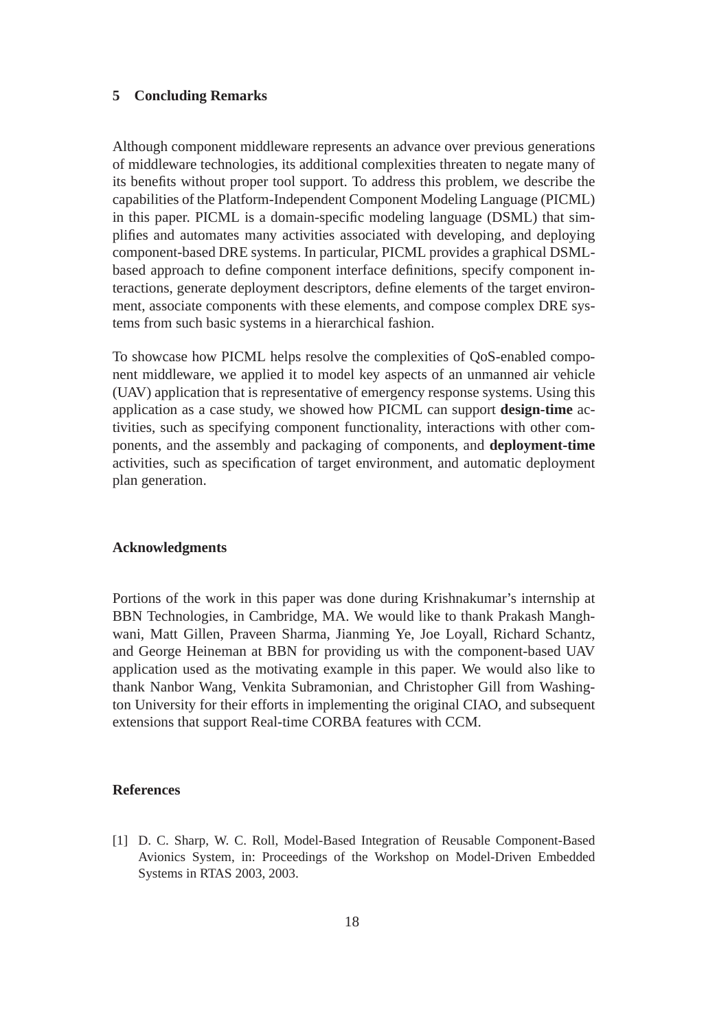## 5 Concluding Remarks

Although component middleware represents an advance over previous generations of middleware technologies, its additional complexities threaten to negate many of its benefits without proper tool support. To address this problem, we describe the capabilities of the Platform-Independent Component Modeling Language (PICML) in this paper. PICML is a domain-specific modeling language (DSML) that simplifies and automates many activities associated with developing, and deploying component-based DRE systems. In particular, PICML provides a graphical DSML-based approach to define component interface definitions, specify component interactions, generate deployment descriptors, define elements of the target environment, associate components with these elements, and compose complex DRE systems from such basic systems in a hierarchical fashion.

To showcase how PICML helps resolve the complexities of QoS-enabled component middleware, we applied it to model key aspects of an unmanned air vehicle (UAV) application that is representative of emergency response systems. Using this application as a case study, we showed how PICML can support **design-time** activities, such as specifying component functionality, interactions with other components, and the assembly and packaging of components, and **deployment-time** activities, such as specification of target environment, and automatic deployment plan generation.

## Acknowledgments

Portions of the work in this paper was done during Krishnakumar's internship at BBN Technologies, in Cambridge, MA. We would like to thank Prakash Manghwani, Matt Gillen, Praveen Sharma, Jianming Ye, Joe Loyall, Richard Schantz, and George Heineman at BBN for providing us with the component-based UAV application used as the motivating example in this paper. We would also like to thank Nanbor Wang, Venkita Subramonian, and Christopher Gill from Washington University for their efforts in implementing the original CIAO, and subsequent extensions that support Real-time CORBA features with CCM.

## References

[1] D. C. Sharp, W. C. Roll, Model-Based Integration of Reusable Component-Based Avionics System, in: Proceedings of the Workshop on Model-Driven Embedded Systems in RTAS 2003, 2003.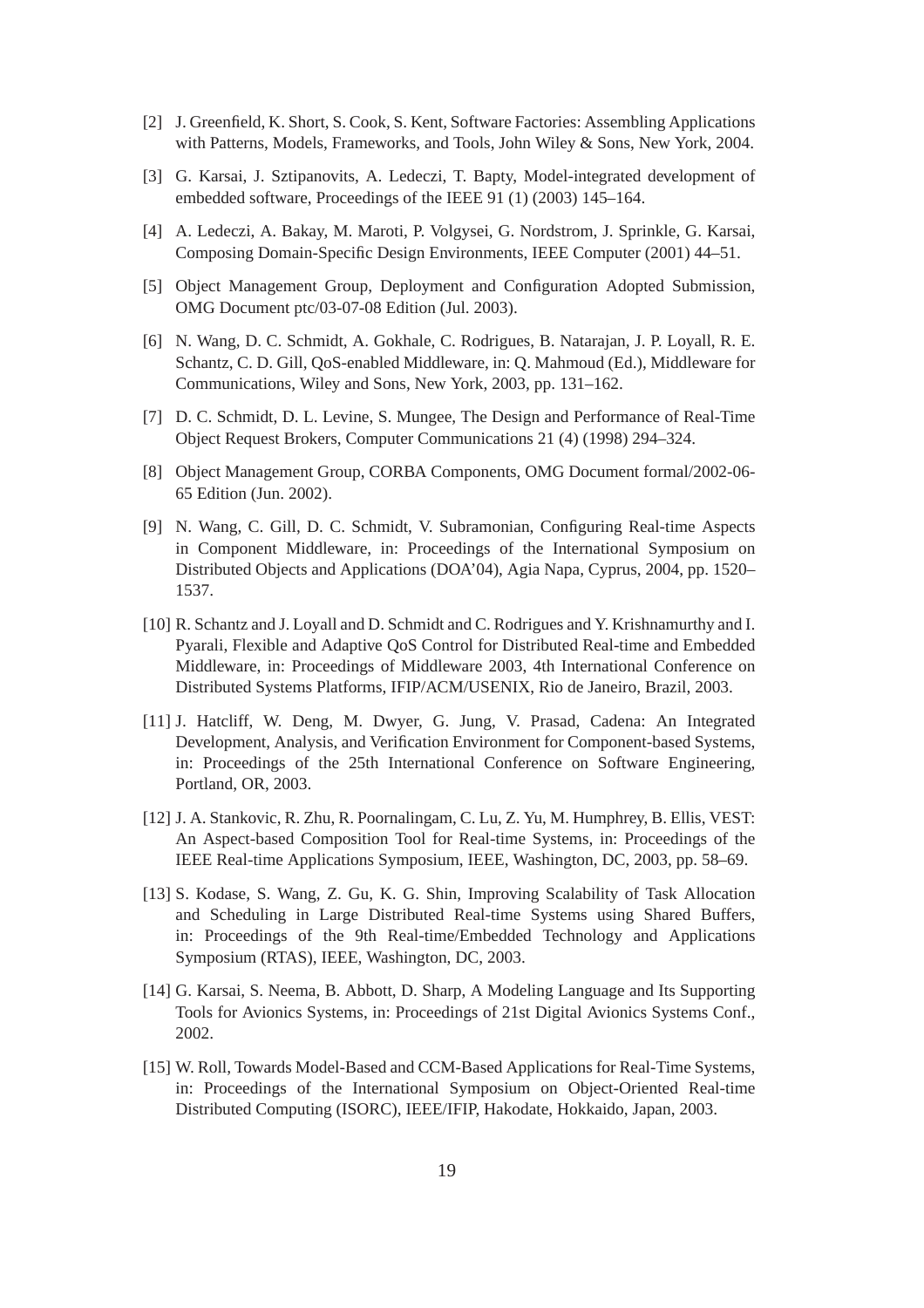[2] J. Greenfield, K. Short, S. Cook, S. Kent, Software Factories: Assembling Applications with Patterns, Models, Frameworks, and Tools, John Wiley & Sons, New York, 2004.

[3] G. Karsai, J. Sztipanovits, A. Ledeczi, T. Bapty, Model-integrated development of embedded software, Proceedings of the IEEE 91 (1) (2003) 145–164.

[4] A. Ledeczi, A. Bakay, M. Maroti, P. Volgysei, G. Nordstrom, J. Sprinkle, G. Karsai, Composing Domain-Specific Design Environments, IEEE Computer (2001) 44–51.

[5] Object Management Group, Deployment and Configuration Adopted Submission, OMG Document ptc/03-07-08 Edition (Jul. 2003).

[6] N. Wang, D. C. Schmidt, A. Gokhale, C. Rodrigues, B. Natarajan, J. P. Loyall, R. E. Schantz, C. D. Gill, QoS-enabled Middleware, in: Q. Mahmoud (Ed.), Middleware for Communications, Wiley and Sons, New York, 2003, pp. 131–162.

[7] D. C. Schmidt, D. L. Levine, S. Mungee, The Design and Performance of Real-Time Object Request Brokers, Computer Communications 21 (4) (1998) 294–324.

[8] Object Management Group, CORBA Components, OMG Document formal/2002-06-65 Edition (Jun. 2002).

[9] N. Wang, C. Gill, D. C. Schmidt, V. Subramonian, Configuring Real-time Aspects in Component Middleware, in: Proceedings of the International Symposium on Distributed Objects and Applications (DOA'04), Agia Napa, Cyprus, 2004, pp. 1520–1537.

[10] R. Schantz and J. Loyall and D. Schmidt and C. Rodrigues and Y. Krishnamurthy and I. Pyarali, Flexible and Adaptive QoS Control for Distributed Real-time and Embedded Middleware, in: Proceedings of Middleware 2003, 4th International Conference on Distributed Systems Platforms, IFIP/ACM/USENIX, Rio de Janeiro, Brazil, 2003.

[11] J. Hatcliff, W. Deng, M. Dwyer, G. Jung, V. Prasad, Cadena: An Integrated Development, Analysis, and Verification Environment for Component-based Systems, in: Proceedings of the 25th International Conference on Software Engineering, Portland, OR, 2003.

[12] J. A. Stankovic, R. Zhu, R. Poornalingam, C. Lu, Z. Yu, M. Humphrey, B. Ellis, VEST: An Aspect-based Composition Tool for Real-time Systems, in: Proceedings of the IEEE Real-time Applications Symposium, IEEE, Washington, DC, 2003, pp. 58–69.

[13] S. Kodase, S. Wang, Z. Gu, K. G. Shin, Improving Scalability of Task Allocation and Scheduling in Large Distributed Real-time Systems using Shared Buffers, in: Proceedings of the 9th Real-time/Embedded Technology and Applications Symposium (RTAS), IEEE, Washington, DC, 2003.

[14] G. Karsai, S. Neema, B. Abbott, D. Sharp, A Modeling Language and Its Supporting Tools for Avionics Systems, in: Proceedings of 21st Digital Avionics Systems Conf., 2002.

[15] W. Roll, Towards Model-Based and CCM-Based Applications for Real-Time Systems, in: Proceedings of the International Symposium on Object-Oriented Real-time Distributed Computing (ISORC), IEEE/IFIP, Hakodate, Hokkaido, Japan, 2003.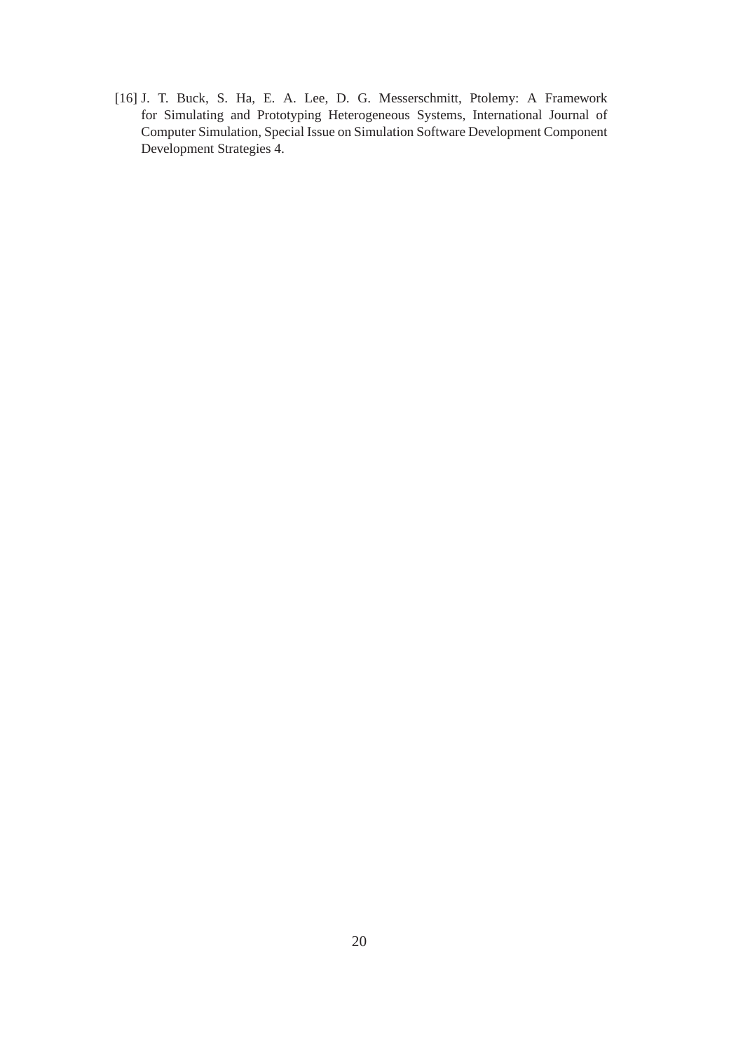[16] J. T. Buck, S. Ha, E. A. Lee, D. G. Messerschmitt, Ptolemy: A Framework for Simulating and Prototyping Heterogeneous Systems, International Journal of Computer Simulation, Special Issue on Simulation Software Development Component Development Strategies 4.